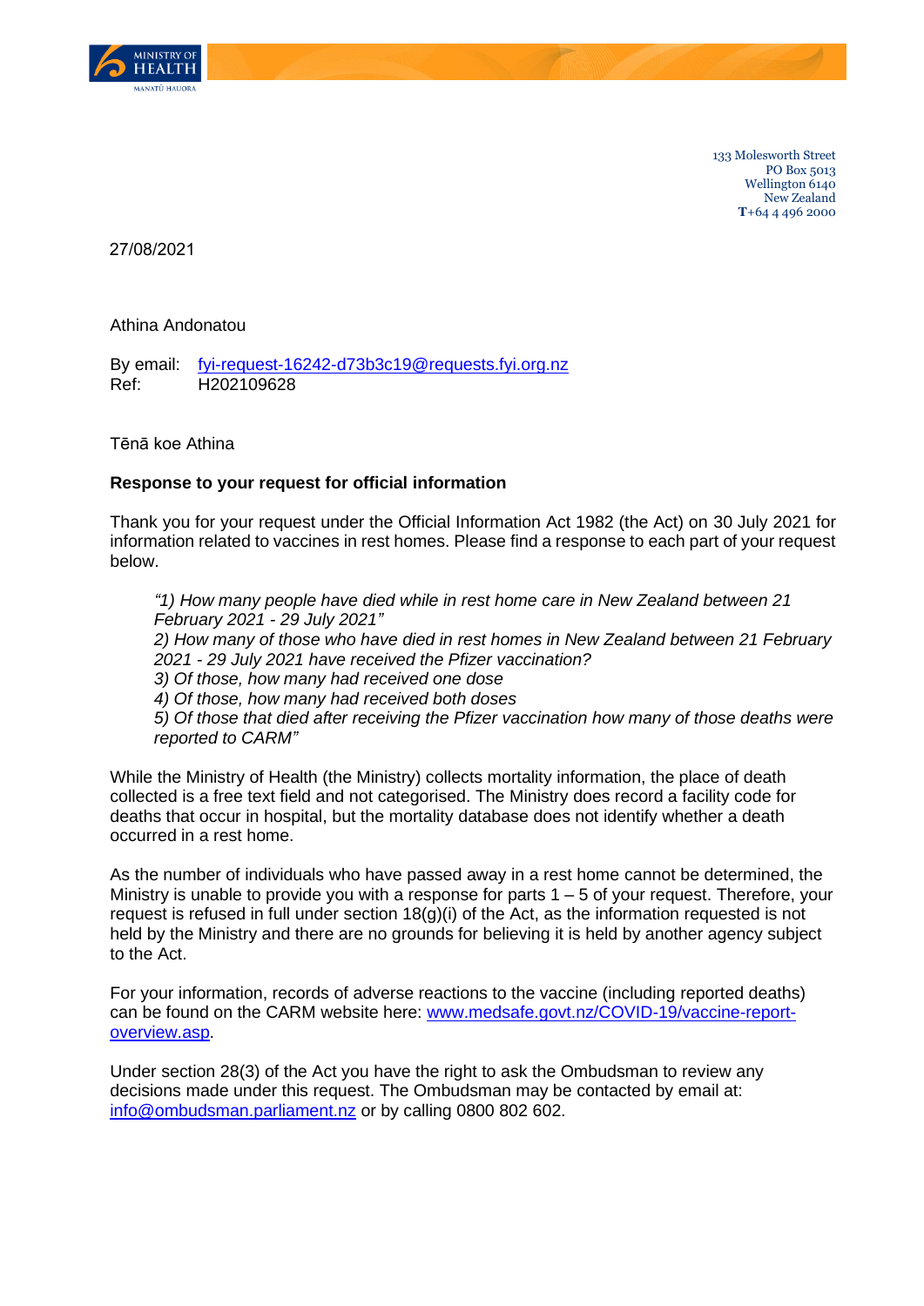133 Molesworth Street
PO Box 5013
Wellington 6140
New Zealand
**T**+64 4 496 2000

27/08/2021

Athina Andonatou

By email: [fyi-request-16242-d73b3c19@requests.fyi.org.nz](mailto:fyi-request-16242-d73b3c19@requests.fyi.org.nz)
Ref: H202109628

Tēnā koe Athina

**Response to your request for official information**

Thank you for your request under the Official Information Act 1982 (the Act) on 30 July 2021 for information related to vaccines in rest homes. Please find a response to each part of your request below.

> *"1) How many people have died while in rest home care in New Zealand between 21 February 2021 - 29 July 2021"*
> *2) How many of those who have died in rest homes in New Zealand between 21 February 2021 - 29 July 2021 have received the Pfizer vaccination?*
> *3) Of those, how many had received one dose*
> *4) Of those, how many had received both doses*
> *5) Of those that died after receiving the Pfizer vaccination how many of those deaths were reported to CARM"*

While the Ministry of Health (the Ministry) collects mortality information, the place of death collected is a free text field and not categorised. The Ministry does record a facility code for deaths that occur in hospital, but the mortality database does not identify whether a death occurred in a rest home.

As the number of individuals who have passed away in a rest home cannot be determined, the Ministry is unable to provide you with a response for parts 1 – 5 of your request. Therefore, your request is refused in full under section 18(g)(i) of the Act, as the information requested is not held by the Ministry and there are no grounds for believing it is held by another agency subject to the Act.

For your information, records of adverse reactions to the vaccine (including reported deaths) can be found on the CARM website here: [www.medsafe.govt.nz/COVID-19/vaccine-report-overview.asp](http://www.medsafe.govt.nz/COVID-19/vaccine-report-overview.asp).

Under section 28(3) of the Act you have the right to ask the Ombudsman to review any decisions made under this request. The Ombudsman may be contacted by email at: [info@ombudsman.parliament.nz](mailto:info@ombudsman.parliament.nz) or by calling 0800 802 602.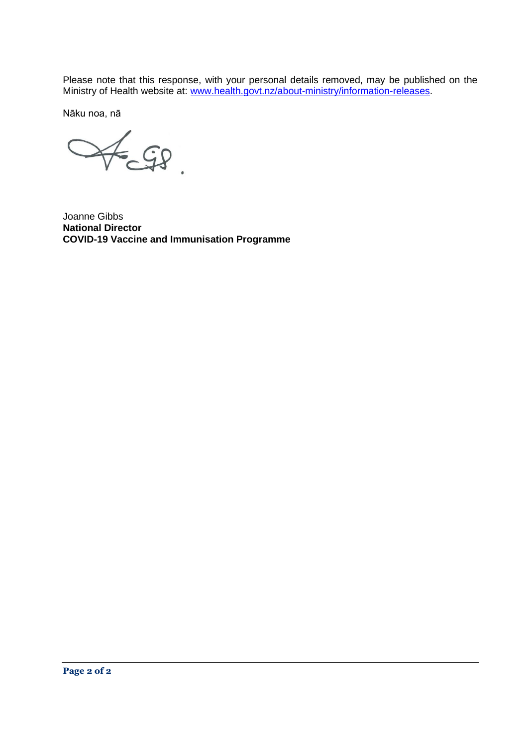Please note that this response, with your personal details removed, may be published on the Ministry of Health website at: [www.health.govt.nz/about-ministry/information-releases](www.health.govt.nz/about-ministry/information-releases).

Nāku noa, nā

Joanne Gibbs
**National Director**
**COVID-19 Vaccine and Immunisation Programme**